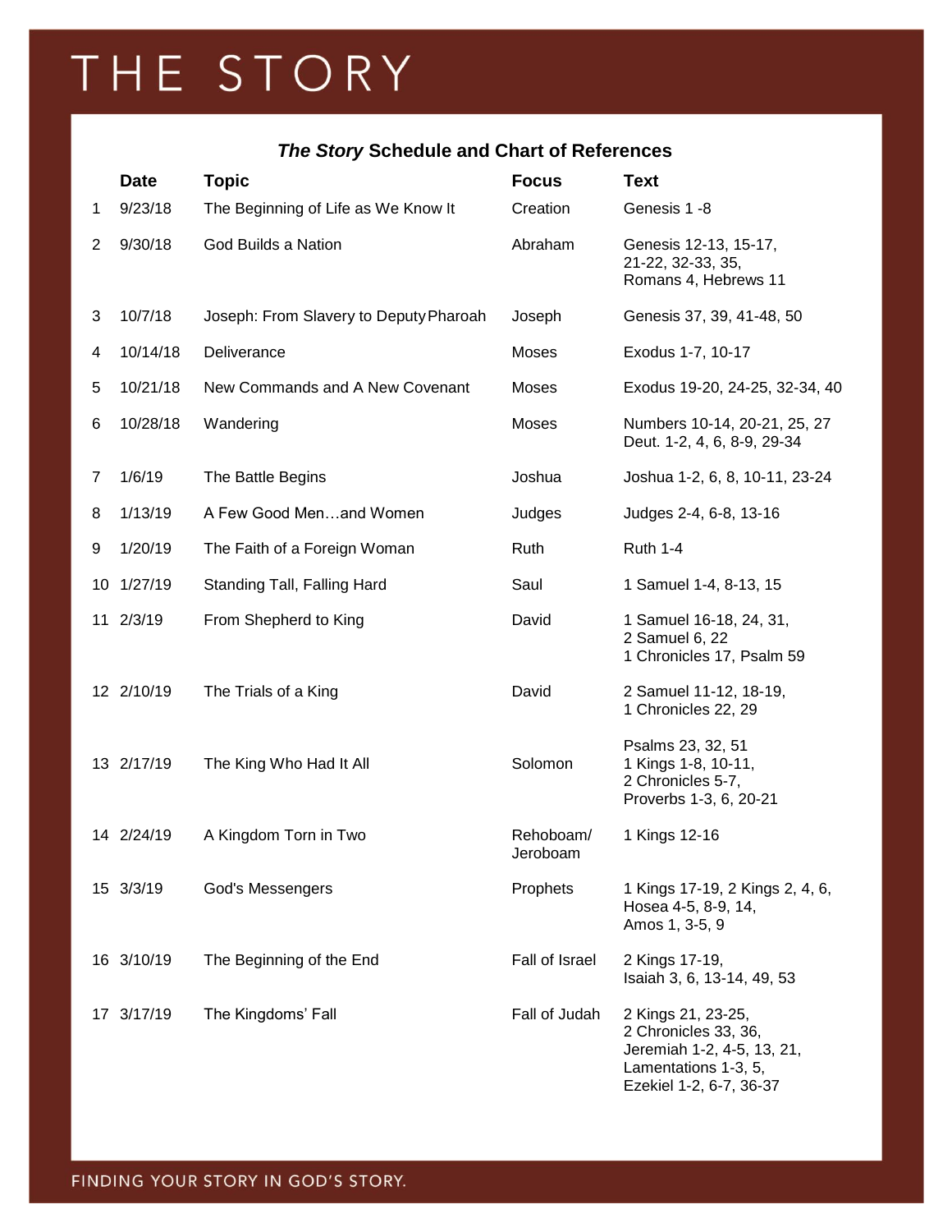# THE STORY

### *The Story* Schedule and Chart of References

| | Date | Topic | Focus | Text |
|---|---|---|---|---|
| 1 | 9/23/18 | The Beginning of Life as We Know It | Creation | Genesis 1 -8 |
| 2 | 9/30/18 | God Builds a Nation | Abraham | Genesis 12-13, 15-17, 21-22, 32-33, 35, Romans 4, Hebrews 11 |
| 3 | 10/7/18 | Joseph: From Slavery to Deputy Pharoah | Joseph | Genesis 37, 39, 41-48, 50 |
| 4 | 10/14/18 | Deliverance | Moses | Exodus 1-7, 10-17 |
| 5 | 10/21/18 | New Commands and A New Covenant | Moses | Exodus 19-20, 24-25, 32-34, 40 |
| 6 | 10/28/18 | Wandering | Moses | Numbers 10-14, 20-21, 25, 27 Deut. 1-2, 4, 6, 8-9, 29-34 |
| 7 | 1/6/19 | The Battle Begins | Joshua | Joshua 1-2, 6, 8, 10-11, 23-24 |
| 8 | 1/13/19 | A Few Good Men…and Women | Judges | Judges 2-4, 6-8, 13-16 |
| 9 | 1/20/19 | The Faith of a Foreign Woman | Ruth | Ruth 1-4 |
| 10 | 1/27/19 | Standing Tall, Falling Hard | Saul | 1 Samuel 1-4, 8-13, 15 |
| 11 | 2/3/19 | From Shepherd to King | David | 1 Samuel 16-18, 24, 31, 2 Samuel 6, 22 1 Chronicles 17, Psalm 59 |
| 12 | 2/10/19 | The Trials of a King | David | 2 Samuel 11-12, 18-19, 1 Chronicles 22, 29 |
| 13 | 2/17/19 | The King Who Had It All | Solomon | Psalms 23, 32, 51 1 Kings 1-8, 10-11, 2 Chronicles 5-7, Proverbs 1-3, 6, 20-21 |
| 14 | 2/24/19 | A Kingdom Torn in Two | Rehoboam/ Jeroboam | 1 Kings 12-16 |
| 15 | 3/3/19 | God's Messengers | Prophets | 1 Kings 17-19, 2 Kings 2, 4, 6, Hosea 4-5, 8-9, 14, Amos 1, 3-5, 9 |
| 16 | 3/10/19 | The Beginning of the End | Fall of Israel | 2 Kings 17-19, Isaiah 3, 6, 13-14, 49, 53 |
| 17 | 3/17/19 | The Kingdoms' Fall | Fall of Judah | 2 Kings 21, 23-25, 2 Chronicles 33, 36, Jeremiah 1-2, 4-5, 13, 21, Lamentations 1-3, 5, Ezekiel 1-2, 6-7, 36-37 |

FINDING YOUR STORY IN GOD'S STORY.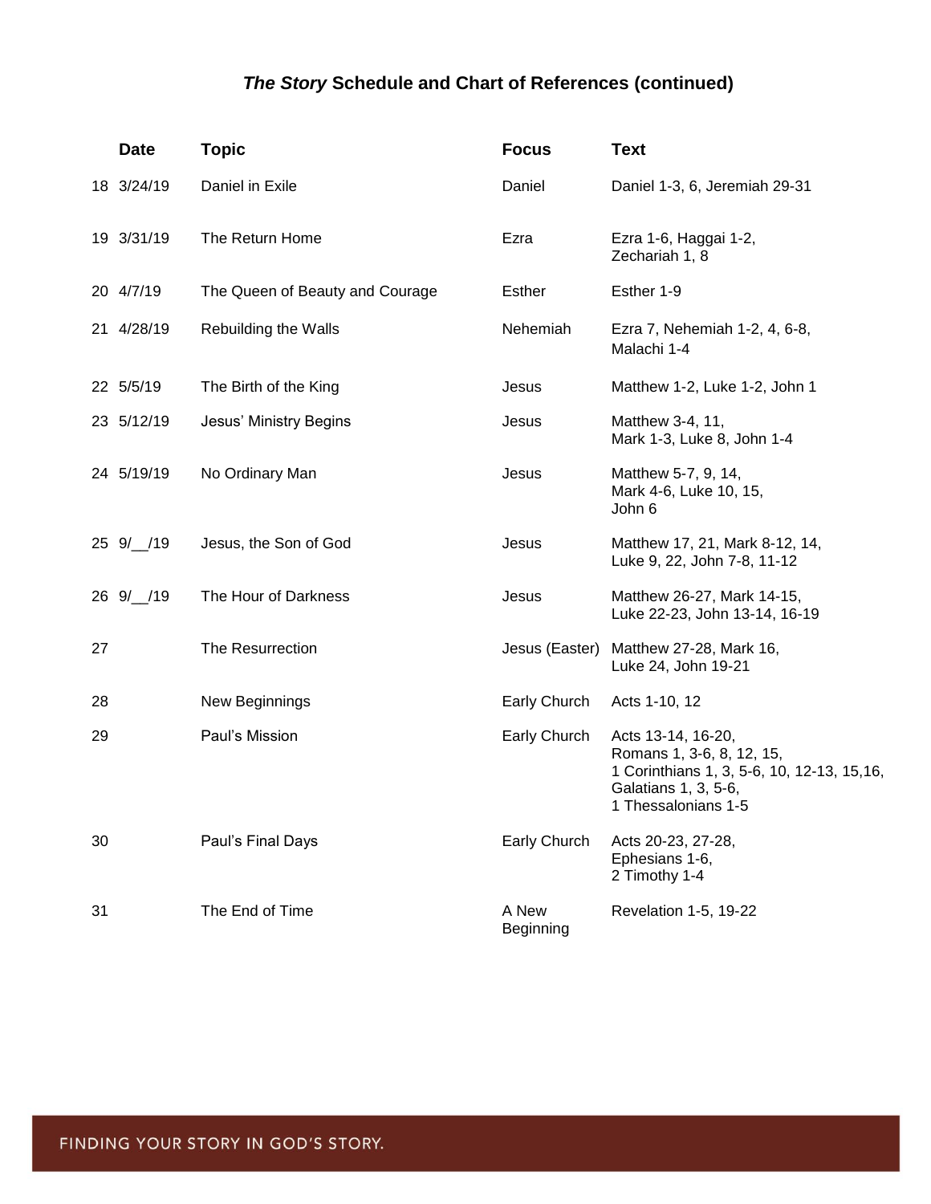# *The Story* Schedule and Chart of References (continued)

| | Date | Topic | Focus | Text |
|---|---|---|---|---|
| 18 | 3/24/19 | Daniel in Exile | Daniel | Daniel 1-3, 6, Jeremiah 29-31 |
| 19 | 3/31/19 | The Return Home | Ezra | Ezra 1-6, Haggai 1-2, Zechariah 1, 8 |
| 20 | 4/7/19 | The Queen of Beauty and Courage | Esther | Esther 1-9 |
| 21 | 4/28/19 | Rebuilding the Walls | Nehemiah | Ezra 7, Nehemiah 1-2, 4, 6-8, Malachi 1-4 |
| 22 | 5/5/19 | The Birth of the King | Jesus | Matthew 1-2, Luke 1-2, John 1 |
| 23 | 5/12/19 | Jesus' Ministry Begins | Jesus | Matthew 3-4, 11, Mark 1-3, Luke 8, John 1-4 |
| 24 | 5/19/19 | No Ordinary Man | Jesus | Matthew 5-7, 9, 14, Mark 4-6, Luke 10, 15, John 6 |
| 25 | 9/__/19 | Jesus, the Son of God | Jesus | Matthew 17, 21, Mark 8-12, 14, Luke 9, 22, John 7-8, 11-12 |
| 26 | 9/__/19 | The Hour of Darkness | Jesus | Matthew 26-27, Mark 14-15, Luke 22-23, John 13-14, 16-19 |
| 27 | | The Resurrection | Jesus (Easter) | Matthew 27-28, Mark 16, Luke 24, John 19-21 |
| 28 | | New Beginnings | Early Church | Acts 1-10, 12 |
| 29 | | Paul's Mission | Early Church | Acts 13-14, 16-20, Romans 1, 3-6, 8, 12, 15, 1 Corinthians 1, 3, 5-6, 10, 12-13, 15,16, Galatians 1, 3, 5-6, 1 Thessalonians 1-5 |
| 30 | | Paul's Final Days | Early Church | Acts 20-23, 27-28, Ephesians 1-6, 2 Timothy 1-4 |
| 31 | | The End of Time | A New Beginning | Revelation 1-5, 19-22 |

FINDING YOUR STORY IN GOD'S STORY.